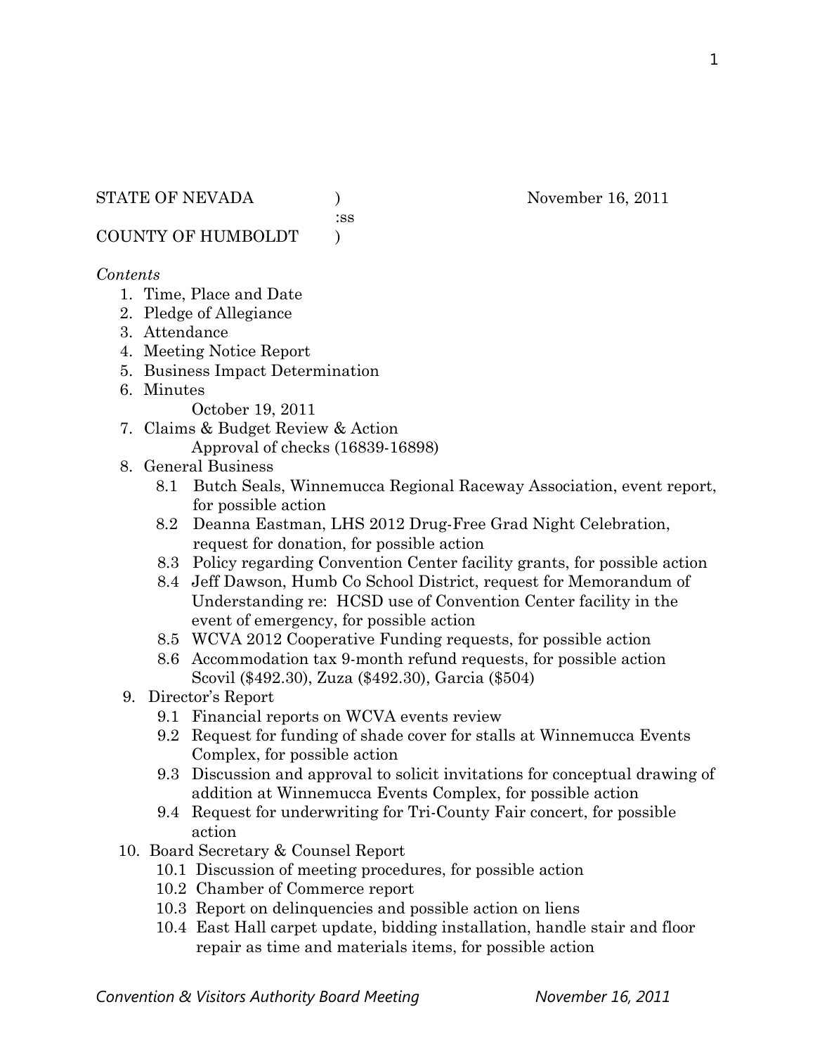STATE OF NEVADA )    November 16, 2011
:ss
COUNTY OF HUMBOLDT )

*Contents*

1. Time, Place and Date
2. Pledge of Allegiance
3. Attendance
4. Meeting Notice Report
5. Business Impact Determination
6. Minutes
   October 19, 2011
7. Claims & Budget Review & Action
   Approval of checks (16839-16898)
8. General Business
   - 8.1 Butch Seals, Winnemucca Regional Raceway Association, event report, for possible action
   - 8.2 Deanna Eastman, LHS 2012 Drug-Free Grad Night Celebration, request for donation, for possible action
   - 8.3 Policy regarding Convention Center facility grants, for possible action
   - 8.4 Jeff Dawson, Humb Co School District, request for Memorandum of Understanding re: HCSD use of Convention Center facility in the event of emergency, for possible action
   - 8.5 WCVA 2012 Cooperative Funding requests, for possible action
   - 8.6 Accommodation tax 9-month refund requests, for possible action Scovil ($492.30), Zuza ($492.30), Garcia ($504)
9. Director's Report
   - 9.1 Financial reports on WCVA events review
   - 9.2 Request for funding of shade cover for stalls at Winnemucca Events Complex, for possible action
   - 9.3 Discussion and approval to solicit invitations for conceptual drawing of addition at Winnemucca Events Complex, for possible action
   - 9.4 Request for underwriting for Tri-County Fair concert, for possible action
10. Board Secretary & Counsel Report
    - 10.1 Discussion of meeting procedures, for possible action
    - 10.2 Chamber of Commerce report
    - 10.3 Report on delinquencies and possible action on liens
    - 10.4 East Hall carpet update, bidding installation, handle stair and floor repair as time and materials items, for possible action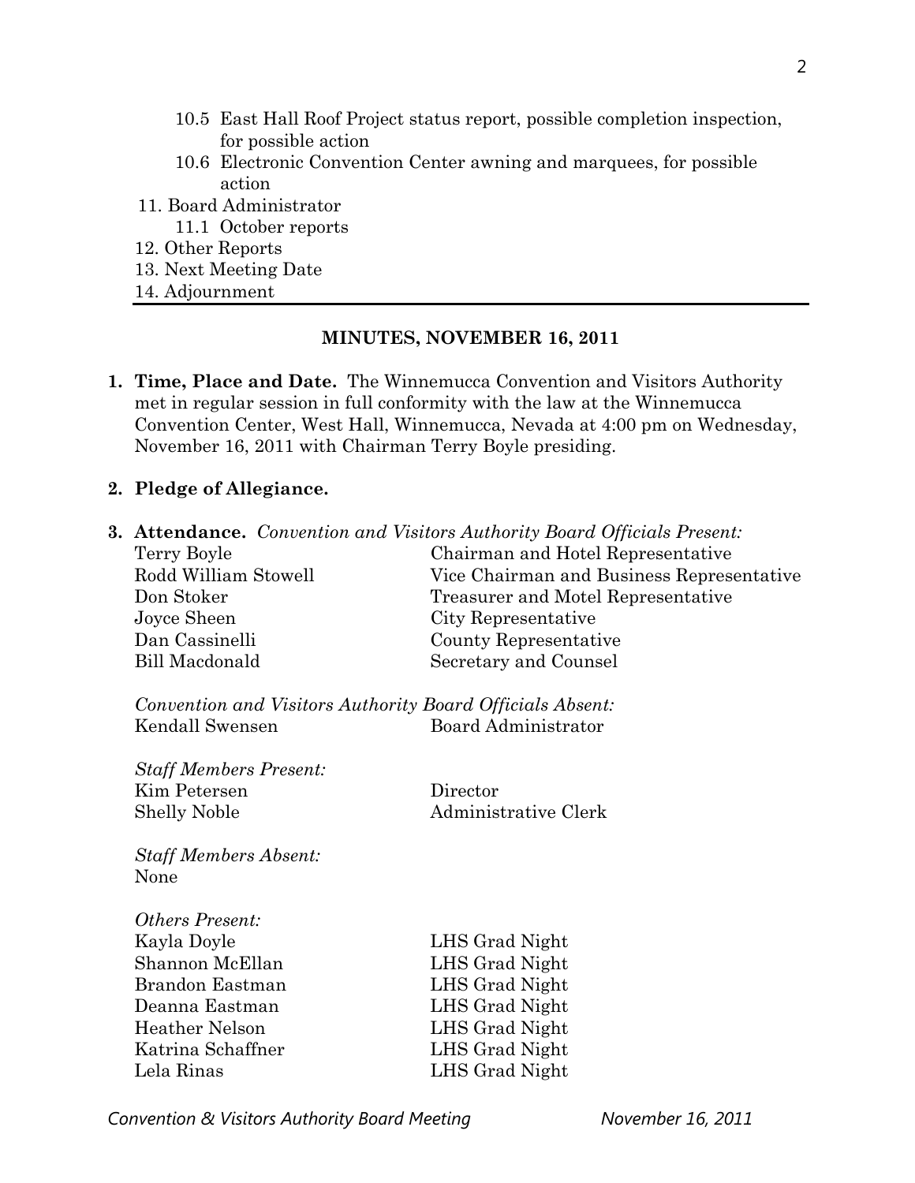10.5 East Hall Roof Project status report, possible completion inspection, for possible action

10.6 Electronic Convention Center awning and marquees, for possible action

11. Board Administrator
    11.1 October reports
12. Other Reports
13. Next Meeting Date
14. Adjournment

---

## MINUTES, NOVEMBER 16, 2011

**1. Time, Place and Date.** The Winnemucca Convention and Visitors Authority met in regular session in full conformity with the law at the Winnemucca Convention Center, West Hall, Winnemucca, Nevada at 4:00 pm on Wednesday, November 16, 2011 with Chairman Terry Boyle presiding.

**2. Pledge of Allegiance.**

**3. Attendance.** *Convention and Visitors Authority Board Officials Present:*

| | |
|---|---|
| Terry Boyle | Chairman and Hotel Representative |
| Rodd William Stowell | Vice Chairman and Business Representative |
| Don Stoker | Treasurer and Motel Representative |
| Joyce Sheen | City Representative |
| Dan Cassinelli | County Representative |
| Bill Macdonald | Secretary and Counsel |

*Convention and Visitors Authority Board Officials Absent:*

| | |
|---|---|
| Kendall Swensen | Board Administrator |

*Staff Members Present:*

| | |
|---|---|
| Kim Petersen | Director |
| Shelly Noble | Administrative Clerk |

*Staff Members Absent:*
None

*Others Present:*

| | |
|---|---|
| Kayla Doyle | LHS Grad Night |
| Shannon McEllan | LHS Grad Night |
| Brandon Eastman | LHS Grad Night |
| Deanna Eastman | LHS Grad Night |
| Heather Nelson | LHS Grad Night |
| Katrina Schaffner | LHS Grad Night |
| Lela Rinas | LHS Grad Night |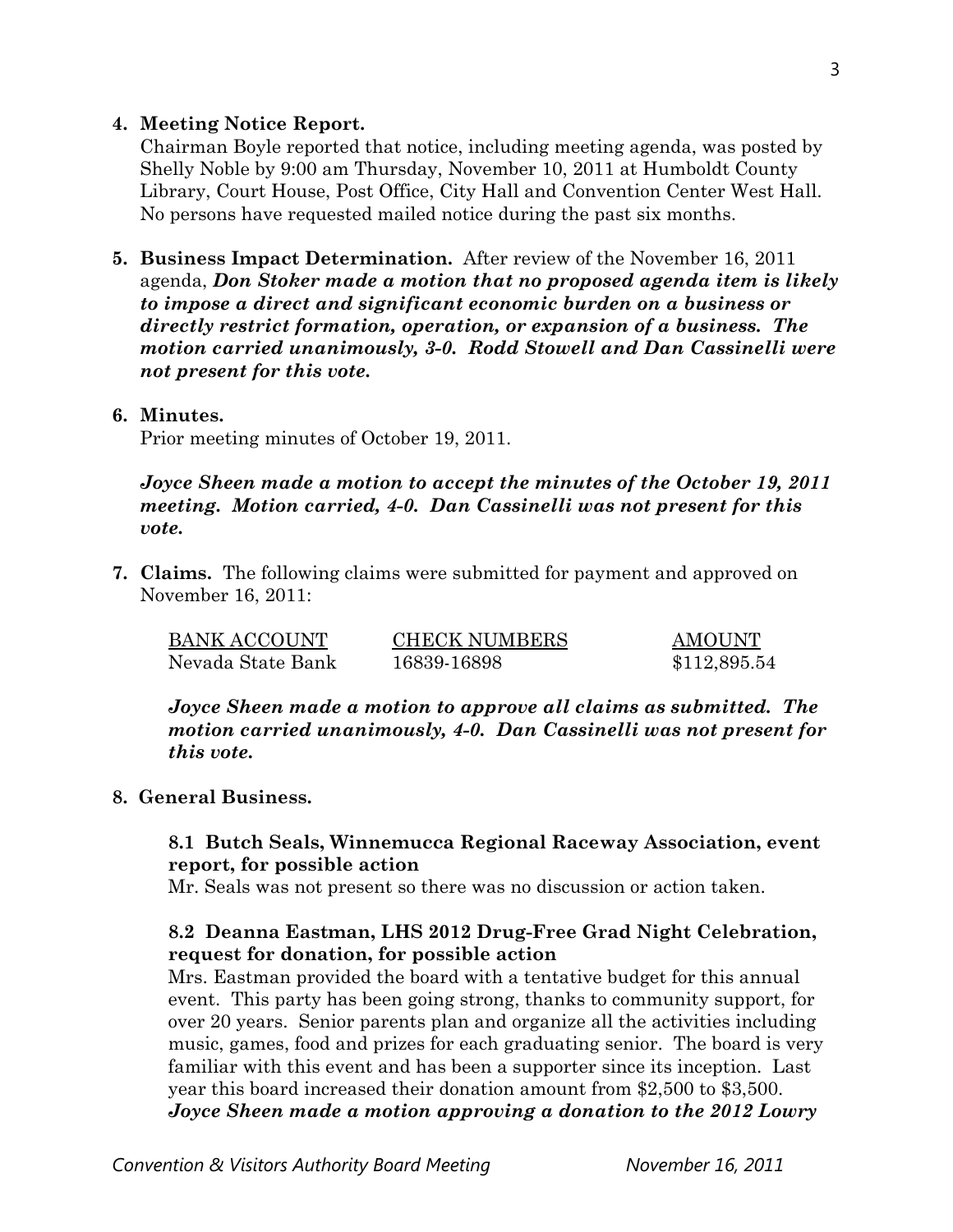**4. Meeting Notice Report.**

Chairman Boyle reported that notice, including meeting agenda, was posted by Shelly Noble by 9:00 am Thursday, November 10, 2011 at Humboldt County Library, Court House, Post Office, City Hall and Convention Center West Hall. No persons have requested mailed notice during the past six months.

**5. Business Impact Determination.** After review of the November 16, 2011 agenda, ***Don Stoker made a motion that no proposed agenda item is likely to impose a direct and significant economic burden on a business or directly restrict formation, operation, or expansion of a business. The motion carried unanimously, 3-0. Rodd Stowell and Dan Cassinelli were not present for this vote.***

**6. Minutes.**

Prior meeting minutes of October 19, 2011.

***Joyce Sheen made a motion to accept the minutes of the October 19, 2011 meeting. Motion carried, 4-0. Dan Cassinelli was not present for this vote.***

**7. Claims.** The following claims were submitted for payment and approved on November 16, 2011:

| BANK ACCOUNT | CHECK NUMBERS | AMOUNT |
| --- | --- | --- |
| Nevada State Bank | 16839-16898 | $112,895.54 |

***Joyce Sheen made a motion to approve all claims as submitted. The motion carried unanimously, 4-0. Dan Cassinelli was not present for this vote.***

**8. General Business.**

**8.1 Butch Seals, Winnemucca Regional Raceway Association, event report, for possible action**

Mr. Seals was not present so there was no discussion or action taken.

**8.2 Deanna Eastman, LHS 2012 Drug-Free Grad Night Celebration, request for donation, for possible action**

Mrs. Eastman provided the board with a tentative budget for this annual event. This party has been going strong, thanks to community support, for over 20 years. Senior parents plan and organize all the activities including music, games, food and prizes for each graduating senior. The board is very familiar with this event and has been a supporter since its inception. Last year this board increased their donation amount from $2,500 to $3,500. ***Joyce Sheen made a motion approving a donation to the 2012 Lowry***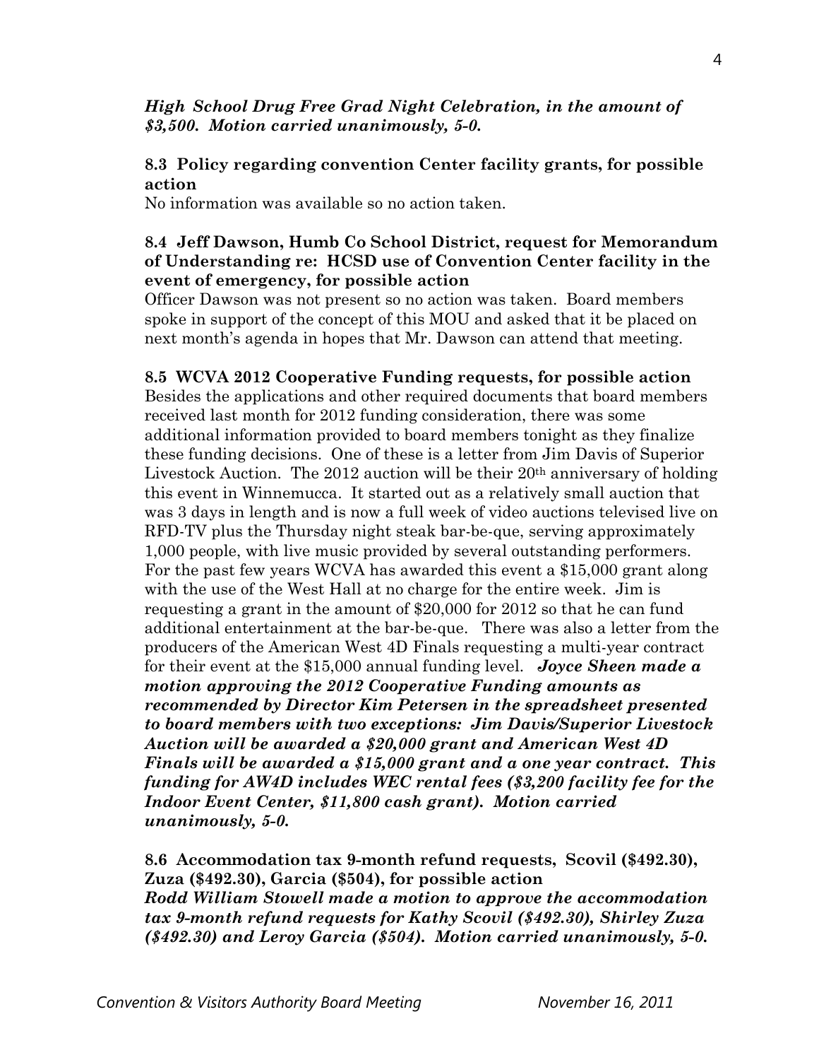***High School Drug Free Grad Night Celebration, in the amount of $3,500. Motion carried unanimously, 5-0.***

**8.3 Policy regarding convention Center facility grants, for possible action**

No information was available so no action taken.

**8.4 Jeff Dawson, Humb Co School District, request for Memorandum of Understanding re: HCSD use of Convention Center facility in the event of emergency, for possible action**

Officer Dawson was not present so no action was taken. Board members spoke in support of the concept of this MOU and asked that it be placed on next month's agenda in hopes that Mr. Dawson can attend that meeting.

**8.5 WCVA 2012 Cooperative Funding requests, for possible action**

Besides the applications and other required documents that board members received last month for 2012 funding consideration, there was some additional information provided to board members tonight as they finalize these funding decisions. One of these is a letter from Jim Davis of Superior Livestock Auction. The 2012 auction will be their 20th anniversary of holding this event in Winnemucca. It started out as a relatively small auction that was 3 days in length and is now a full week of video auctions televised live on RFD-TV plus the Thursday night steak bar-be-que, serving approximately 1,000 people, with live music provided by several outstanding performers. For the past few years WCVA has awarded this event a $15,000 grant along with the use of the West Hall at no charge for the entire week. Jim is requesting a grant in the amount of $20,000 for 2012 so that he can fund additional entertainment at the bar-be-que. There was also a letter from the producers of the American West 4D Finals requesting a multi-year contract for their event at the $15,000 annual funding level. ***Joyce Sheen made a motion approving the 2012 Cooperative Funding amounts as recommended by Director Kim Petersen in the spreadsheet presented to board members with two exceptions: Jim Davis/Superior Livestock Auction will be awarded a $20,000 grant and American West 4D Finals will be awarded a $15,000 grant and a one year contract. This funding for AW4D includes WEC rental fees ($3,200 facility fee for the Indoor Event Center, $11,800 cash grant). Motion carried unanimously, 5-0.***

**8.6 Accommodation tax 9-month refund requests, Scovil ($492.30), Zuza ($492.30), Garcia ($504), for possible action**

***Rodd William Stowell made a motion to approve the accommodation tax 9-month refund requests for Kathy Scovil ($492.30), Shirley Zuza ($492.30) and Leroy Garcia ($504). Motion carried unanimously, 5-0.***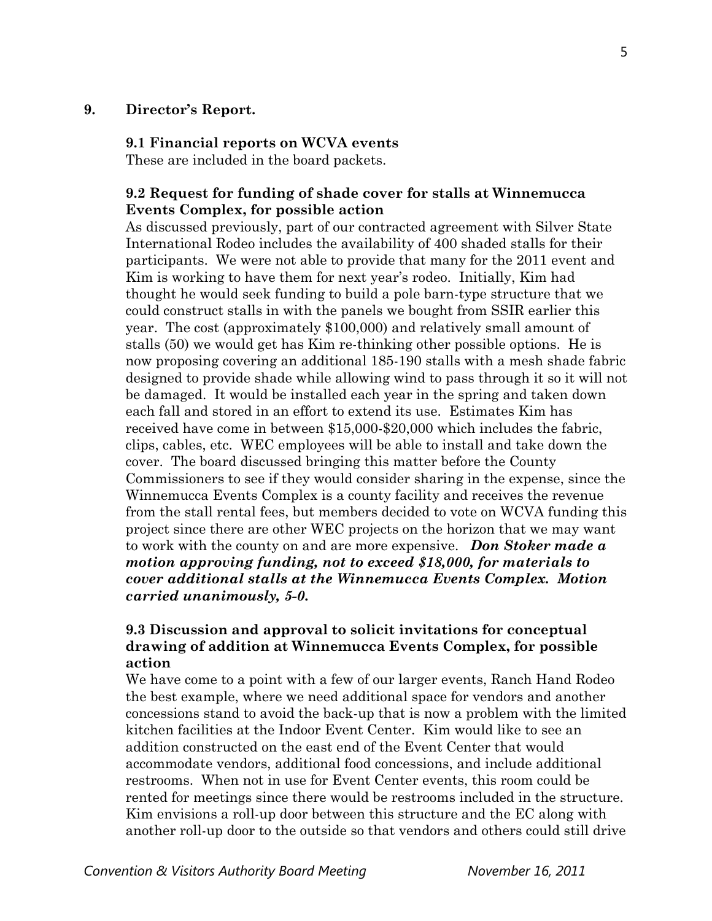**9. Director's Report.**

**9.1 Financial reports on WCVA events**

These are included in the board packets.

**9.2 Request for funding of shade cover for stalls at Winnemucca Events Complex, for possible action**

As discussed previously, part of our contracted agreement with Silver State International Rodeo includes the availability of 400 shaded stalls for their participants. We were not able to provide that many for the 2011 event and Kim is working to have them for next year's rodeo. Initially, Kim had thought he would seek funding to build a pole barn-type structure that we could construct stalls in with the panels we bought from SSIR earlier this year. The cost (approximately $100,000) and relatively small amount of stalls (50) we would get has Kim re-thinking other possible options. He is now proposing covering an additional 185-190 stalls with a mesh shade fabric designed to provide shade while allowing wind to pass through it so it will not be damaged. It would be installed each year in the spring and taken down each fall and stored in an effort to extend its use. Estimates Kim has received have come in between $15,000-$20,000 which includes the fabric, clips, cables, etc. WEC employees will be able to install and take down the cover. The board discussed bringing this matter before the County Commissioners to see if they would consider sharing in the expense, since the Winnemucca Events Complex is a county facility and receives the revenue from the stall rental fees, but members decided to vote on WCVA funding this project since there are other WEC projects on the horizon that we may want to work with the county on and are more expensive. ***Don Stoker made a motion approving funding, not to exceed $18,000, for materials to cover additional stalls at the Winnemucca Events Complex. Motion carried unanimously, 5-0.***

**9.3 Discussion and approval to solicit invitations for conceptual drawing of addition at Winnemucca Events Complex, for possible action**

We have come to a point with a few of our larger events, Ranch Hand Rodeo the best example, where we need additional space for vendors and another concessions stand to avoid the back-up that is now a problem with the limited kitchen facilities at the Indoor Event Center. Kim would like to see an addition constructed on the east end of the Event Center that would accommodate vendors, additional food concessions, and include additional restrooms. When not in use for Event Center events, this room could be rented for meetings since there would be restrooms included in the structure. Kim envisions a roll-up door between this structure and the EC along with another roll-up door to the outside so that vendors and others could still drive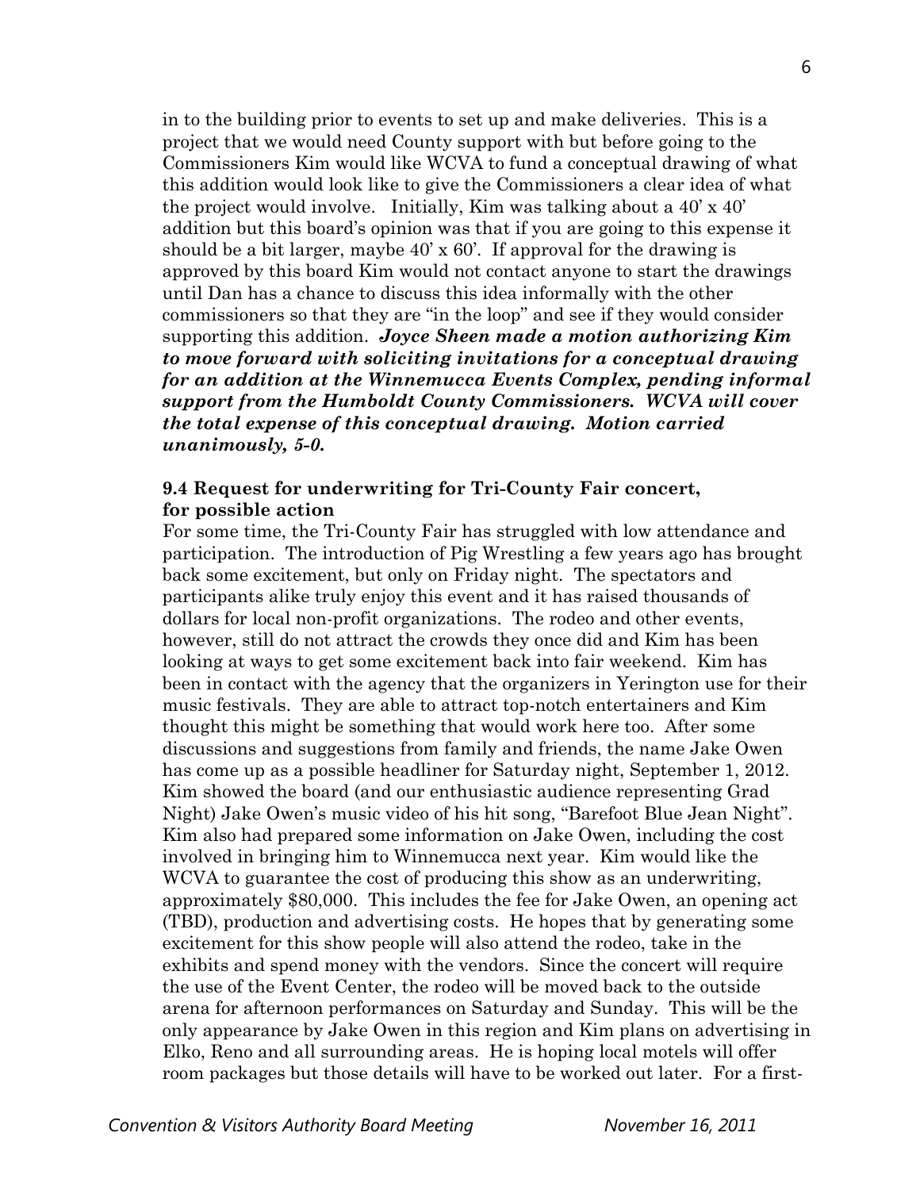in to the building prior to events to set up and make deliveries. This is a project that we would need County support with but before going to the Commissioners Kim would like WCVA to fund a conceptual drawing of what this addition would look like to give the Commissioners a clear idea of what the project would involve. Initially, Kim was talking about a 40' x 40' addition but this board's opinion was that if you are going to this expense it should be a bit larger, maybe 40' x 60'. If approval for the drawing is approved by this board Kim would not contact anyone to start the drawings until Dan has a chance to discuss this idea informally with the other commissioners so that they are "in the loop" and see if they would consider supporting this addition. ***Joyce Sheen made a motion authorizing Kim to move forward with soliciting invitations for a conceptual drawing for an addition at the Winnemucca Events Complex, pending informal support from the Humboldt County Commissioners. WCVA will cover the total expense of this conceptual drawing. Motion carried unanimously, 5-0.***

**9.4 Request for underwriting for Tri-County Fair concert, for possible action**

For some time, the Tri-County Fair has struggled with low attendance and participation. The introduction of Pig Wrestling a few years ago has brought back some excitement, but only on Friday night. The spectators and participants alike truly enjoy this event and it has raised thousands of dollars for local non-profit organizations. The rodeo and other events, however, still do not attract the crowds they once did and Kim has been looking at ways to get some excitement back into fair weekend. Kim has been in contact with the agency that the organizers in Yerington use for their music festivals. They are able to attract top-notch entertainers and Kim thought this might be something that would work here too. After some discussions and suggestions from family and friends, the name Jake Owen has come up as a possible headliner for Saturday night, September 1, 2012. Kim showed the board (and our enthusiastic audience representing Grad Night) Jake Owen's music video of his hit song, "Barefoot Blue Jean Night". Kim also had prepared some information on Jake Owen, including the cost involved in bringing him to Winnemucca next year. Kim would like the WCVA to guarantee the cost of producing this show as an underwriting, approximately $80,000. This includes the fee for Jake Owen, an opening act (TBD), production and advertising costs. He hopes that by generating some excitement for this show people will also attend the rodeo, take in the exhibits and spend money with the vendors. Since the concert will require the use of the Event Center, the rodeo will be moved back to the outside arena for afternoon performances on Saturday and Sunday. This will be the only appearance by Jake Owen in this region and Kim plans on advertising in Elko, Reno and all surrounding areas. He is hoping local motels will offer room packages but those details will have to be worked out later. For a first-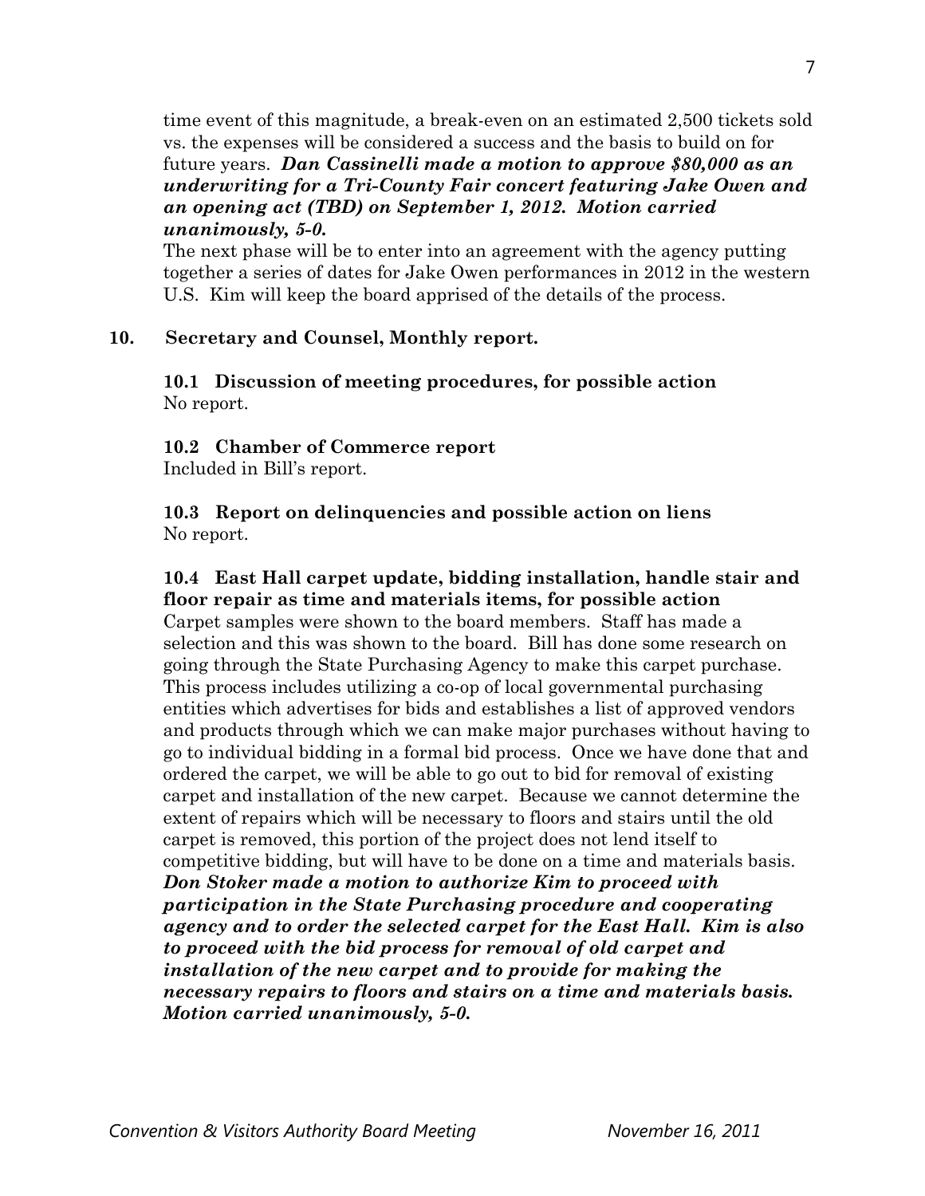time event of this magnitude, a break-even on an estimated 2,500 tickets sold vs. the expenses will be considered a success and the basis to build on for future years. ***Dan Cassinelli made a motion to approve $80,000 as an underwriting for a Tri-County Fair concert featuring Jake Owen and an opening act (TBD) on September 1, 2012. Motion carried unanimously, 5-0.***

The next phase will be to enter into an agreement with the agency putting together a series of dates for Jake Owen performances in 2012 in the western U.S. Kim will keep the board apprised of the details of the process.

**10. Secretary and Counsel, Monthly report.**

**10.1 Discussion of meeting procedures, for possible action**
No report.

**10.2 Chamber of Commerce report**
Included in Bill's report.

**10.3 Report on delinquencies and possible action on liens**
No report.

**10.4 East Hall carpet update, bidding installation, handle stair and floor repair as time and materials items, for possible action**
Carpet samples were shown to the board members. Staff has made a selection and this was shown to the board. Bill has done some research on going through the State Purchasing Agency to make this carpet purchase. This process includes utilizing a co-op of local governmental purchasing entities which advertises for bids and establishes a list of approved vendors and products through which we can make major purchases without having to go to individual bidding in a formal bid process. Once we have done that and ordered the carpet, we will be able to go out to bid for removal of existing carpet and installation of the new carpet. Because we cannot determine the extent of repairs which will be necessary to floors and stairs until the old carpet is removed, this portion of the project does not lend itself to competitive bidding, but will have to be done on a time and materials basis. ***Don Stoker made a motion to authorize Kim to proceed with participation in the State Purchasing procedure and cooperating agency and to order the selected carpet for the East Hall. Kim is also to proceed with the bid process for removal of old carpet and installation of the new carpet and to provide for making the necessary repairs to floors and stairs on a time and materials basis. Motion carried unanimously, 5-0.***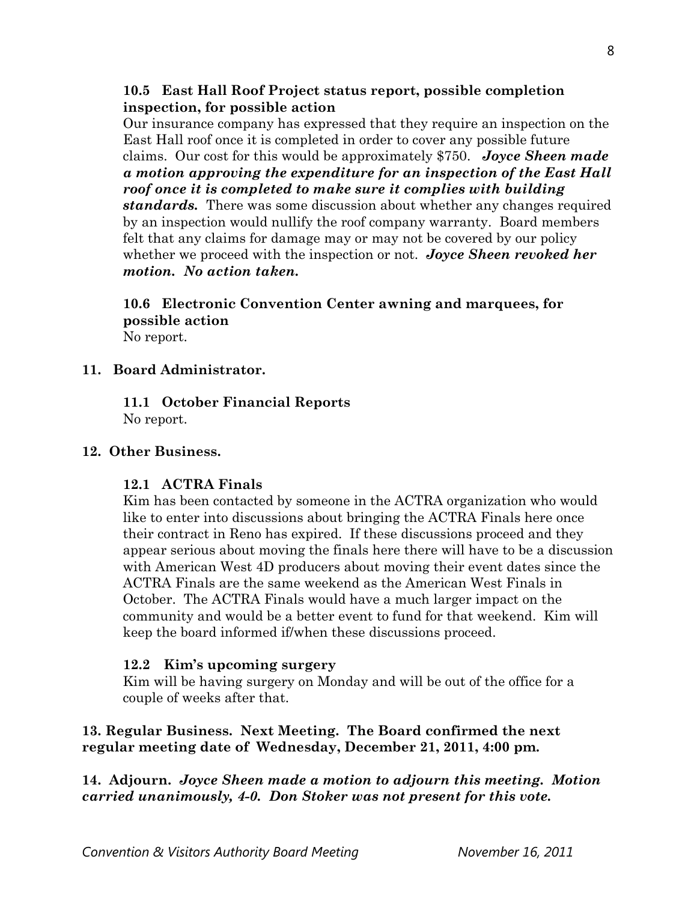**10.5 East Hall Roof Project status report, possible completion inspection, for possible action**

Our insurance company has expressed that they require an inspection on the East Hall roof once it is completed in order to cover any possible future claims. Our cost for this would be approximately $750. ***Joyce Sheen made a motion approving the expenditure for an inspection of the East Hall roof once it is completed to make sure it complies with building standards.*** There was some discussion about whether any changes required by an inspection would nullify the roof company warranty. Board members felt that any claims for damage may or may not be covered by our policy whether we proceed with the inspection or not. ***Joyce Sheen revoked her motion. No action taken.***

**10.6 Electronic Convention Center awning and marquees, for possible action**

No report.

## 11. Board Administrator.

**11.1 October Financial Reports**

No report.

## 12. Other Business.

**12.1 ACTRA Finals**

Kim has been contacted by someone in the ACTRA organization who would like to enter into discussions about bringing the ACTRA Finals here once their contract in Reno has expired. If these discussions proceed and they appear serious about moving the finals here there will have to be a discussion with American West 4D producers about moving their event dates since the ACTRA Finals are the same weekend as the American West Finals in October. The ACTRA Finals would have a much larger impact on the community and would be a better event to fund for that weekend. Kim will keep the board informed if/when these discussions proceed.

**12.2 Kim's upcoming surgery**

Kim will be having surgery on Monday and will be out of the office for a couple of weeks after that.

**13. Regular Business. Next Meeting. The Board confirmed the next regular meeting date of Wednesday, December 21, 2011, 4:00 pm.**

**14. Adjourn.** ***Joyce Sheen made a motion to adjourn this meeting. Motion carried unanimously, 4-0. Don Stoker was not present for this vote.***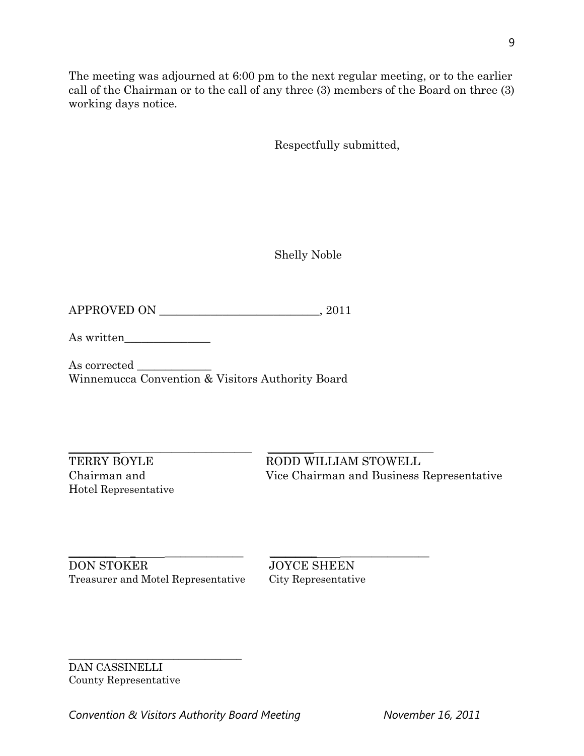The meeting was adjourned at 6:00 pm to the next regular meeting, or to the earlier call of the Chairman or to the call of any three (3) members of the Board on three (3) working days notice.

Respectfully submitted,

Shelly Noble

APPROVED ON ____________________________, 2011

As written_______________

As corrected _____________
Winnemucca Convention & Visitors Authority Board

_________________________________
TERRY BOYLE
Chairman and
Hotel Representative

_________________________________
RODD WILLIAM STOWELL
Vice Chairman and Business Representative

_________________________________
DON STOKER
Treasurer and Motel Representative

_________________________________
JOYCE SHEEN
City Representative

_________________________________
DAN CASSINELLI
County Representative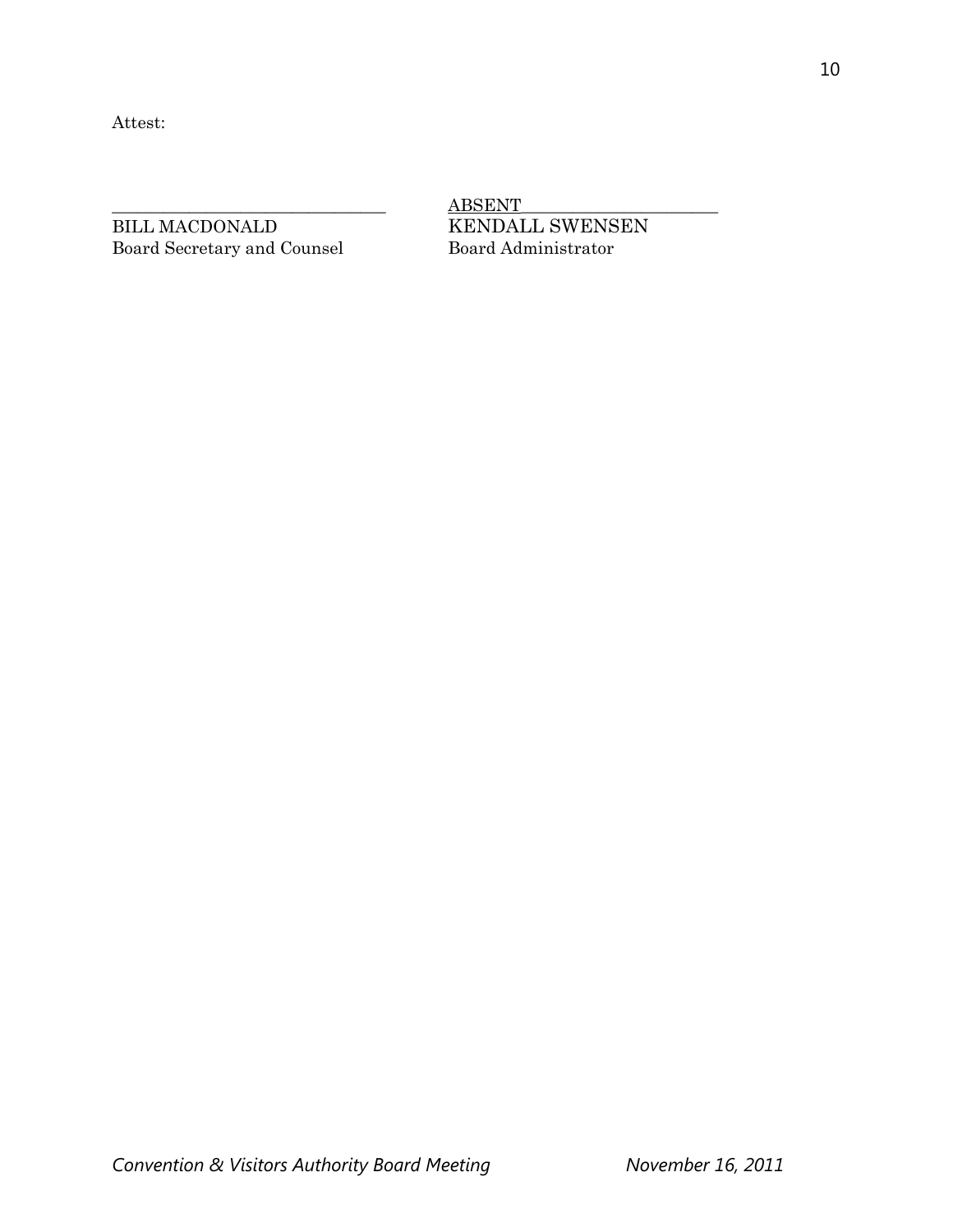Attest:

| | |
|---|---|
| _______________________________ | ABSENT_______________________ |
| BILL MACDONALD | KENDALL SWENSEN |
| Board Secretary and Counsel | Board Administrator |